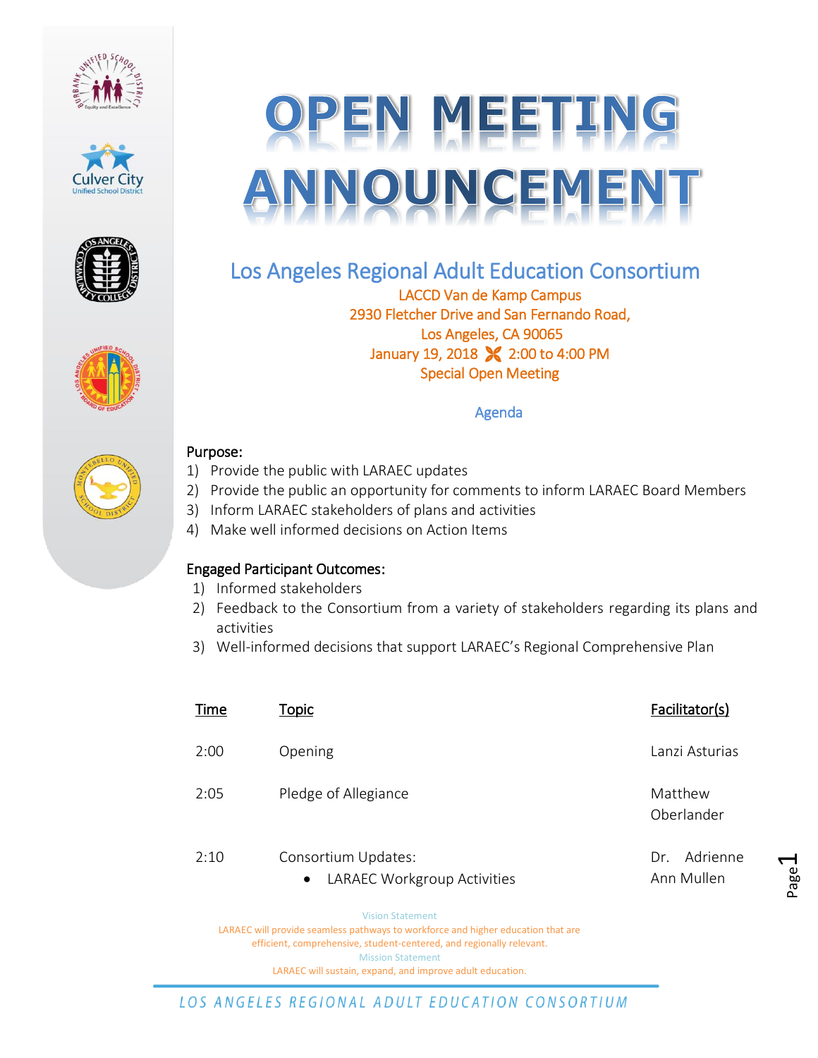# OPEN MEETING ANNOUNCEMENT

## Los Angeles Regional Adult Education Consortium

LACCD Van de Kamp Campus
2930 Fletcher Drive and San Fernando Road,
Los Angeles, CA 90065
January 19, 2018 ✂ 2:00 to 4:00 PM
Special Open Meeting

### Agenda

**Purpose:**

1) Provide the public with LARAEC updates
2) Provide the public an opportunity for comments to inform LARAEC Board Members
3) Inform LARAEC stakeholders of plans and activities
4) Make well informed decisions on Action Items

**Engaged Participant Outcomes:**

1) Informed stakeholders
2) Feedback to the Consortium from a variety of stakeholders regarding its plans and activities
3) Well-informed decisions that support LARAEC's Regional Comprehensive Plan

| Time | Topic | Facilitator(s) |
|---|---|---|
| 2:00 | Opening | Lanzi Asturias |
| 2:05 | Pledge of Allegiance | Matthew Oberlander |
| 2:10 | Consortium Updates:<br>• LARAEC Workgroup Activities | Dr. Adrienne Ann Mullen |

Vision Statement
LARAEC will provide seamless pathways to workforce and higher education that are efficient, comprehensive, student-centered, and regionally relevant.
Mission Statement
LARAEC will sustain, expand, and improve adult education.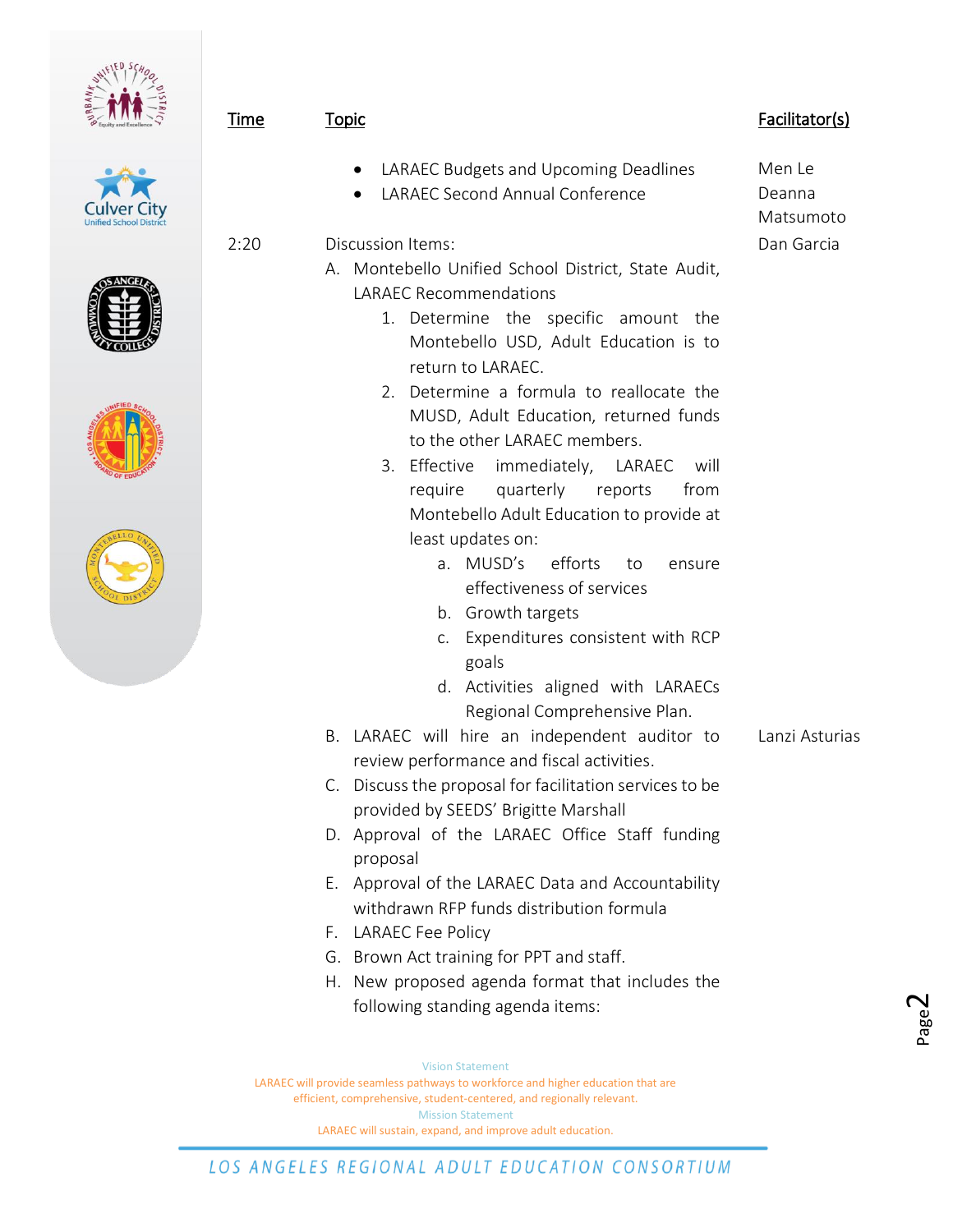| Time | Topic | Facilitator(s) |
|---|---|---|
| | • LARAEC Budgets and Upcoming Deadlines<br>• LARAEC Second Annual Conference | Men Le<br>Deanna Matsumoto |
| 2:20 | Discussion Items:<br>A. Montebello Unified School District, State Audit, LARAEC Recommendations<br>1. Determine the specific amount the Montebello USD, Adult Education is to return to LARAEC.<br>2. Determine a formula to reallocate the MUSD, Adult Education, returned funds to the other LARAEC members.<br>3. Effective immediately, LARAEC will require quarterly reports from Montebello Adult Education to provide at least updates on:<br>a. MUSD's efforts to ensure effectiveness of services<br>b. Growth targets<br>c. Expenditures consistent with RCP goals<br>d. Activities aligned with LARAECs Regional Comprehensive Plan. | Dan Garcia |
| | B. LARAEC will hire an independent auditor to review performance and fiscal activities.<br>C. Discuss the proposal for facilitation services to be provided by SEEDS' Brigitte Marshall<br>D. Approval of the LARAEC Office Staff funding proposal<br>E. Approval of the LARAEC Data and Accountability withdrawn RFP funds distribution formula<br>F. LARAEC Fee Policy<br>G. Brown Act training for PPT and staff.<br>H. New proposed agenda format that includes the following standing agenda items: | Lanzi Asturias |

Vision Statement

LARAEC will provide seamless pathways to workforce and higher education that are efficient, comprehensive, student-centered, and regionally relevant.

Mission Statement

LARAEC will sustain, expand, and improve adult education.

LOS ANGELES REGIONAL ADULT EDUCATION CONSORTIUM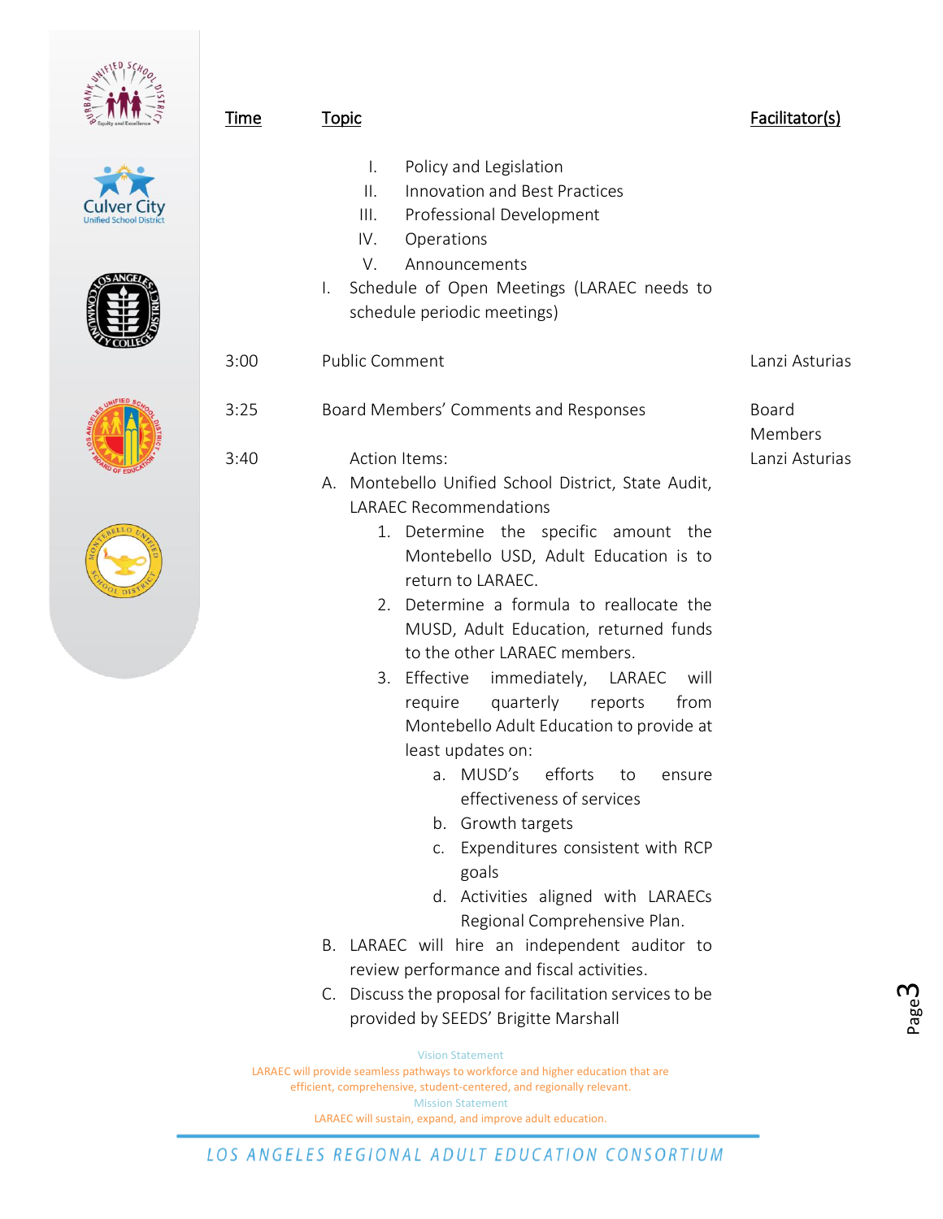| Time | Topic | Facilitator(s) |
|---|---|---|
| | I. Policy and Legislation<br>II. Innovation and Best Practices<br>III. Professional Development<br>IV. Operations<br>V. Announcements<br>I. Schedule of Open Meetings (LARAEC needs to schedule periodic meetings) | |
| 3:00 | Public Comment | Lanzi Asturias |
| 3:25 | Board Members' Comments and Responses | Board Members |
| 3:40 | Action Items: | Lanzi Asturias |

A. Montebello Unified School District, State Audit, LARAEC Recommendations
   1. Determine the specific amount the Montebello USD, Adult Education is to return to LARAEC.
   2. Determine a formula to reallocate the MUSD, Adult Education, returned funds to the other LARAEC members.
   3. Effective immediately, LARAEC will require quarterly reports from Montebello Adult Education to provide at least updates on:
      a. MUSD's efforts to ensure effectiveness of services
      b. Growth targets
      c. Expenditures consistent with RCP goals
      d. Activities aligned with LARAECs Regional Comprehensive Plan.

B. LARAEC will hire an independent auditor to review performance and fiscal activities.

C. Discuss the proposal for facilitation services to be provided by SEEDS' Brigitte Marshall

Vision Statement

LARAEC will provide seamless pathways to workforce and higher education that are efficient, comprehensive, student-centered, and regionally relevant.

Mission Statement

LARAEC will sustain, expand, and improve adult education.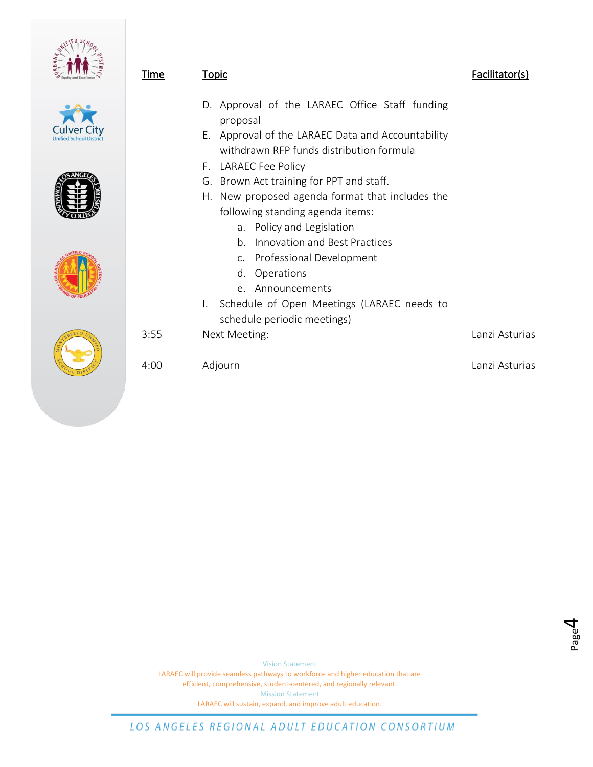| Time | Topic | Facilitator(s) |
|---|---|---|
| | D. Approval of the LARAEC Office Staff funding proposal | |
| | E. Approval of the LARAEC Data and Accountability withdrawn RFP funds distribution formula | |
| | F. LARAEC Fee Policy | |
| | G. Brown Act training for PPT and staff. | |
| | H. New proposed agenda format that includes the following standing agenda items:<br>a. Policy and Legislation<br>b. Innovation and Best Practices<br>c. Professional Development<br>d. Operations<br>e. Announcements | |
| | I. Schedule of Open Meetings (LARAEC needs to schedule periodic meetings) | |
| 3:55 | Next Meeting: | Lanzi Asturias |
| 4:00 | Adjourn | Lanzi Asturias |

Vision Statement

LARAEC will provide seamless pathways to workforce and higher education that are efficient, comprehensive, student-centered, and regionally relevant.

Mission Statement

LARAEC will sustain, expand, and improve adult education.

LOS ANGELES REGIONAL ADULT EDUCATION CONSORTIUM